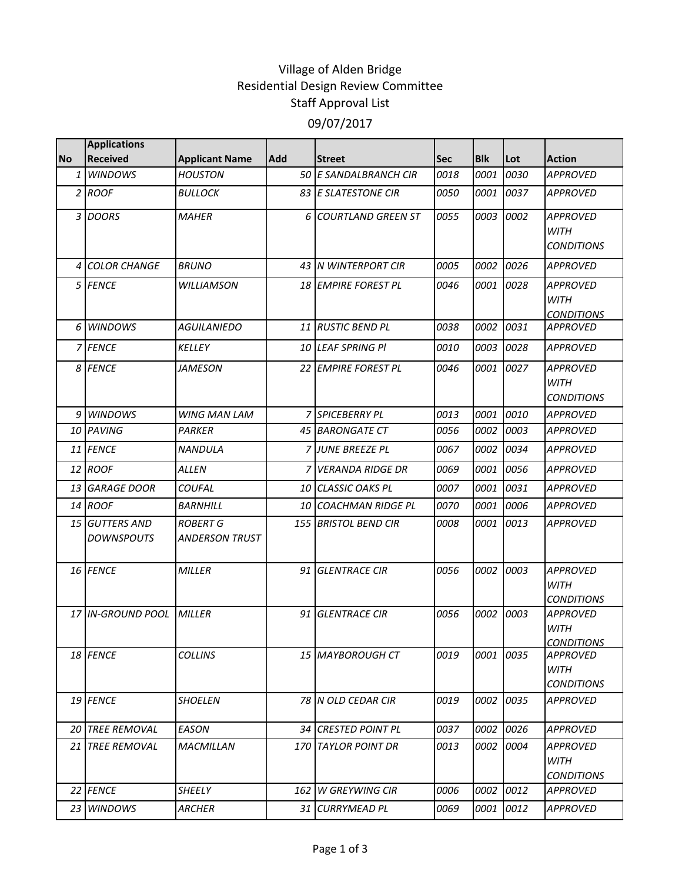# Village of Alden Bridge
## Residential Design Review Committee
## Staff Approval List
## 09/07/2017

| No | Applications Received | Applicant Name | Add | Street | Sec | Blk | Lot | Action |
|---|---|---|---|---|---|---|---|---|
| 1 | WINDOWS | HOUSTON | 50 | E SANDALBRANCH CIR | 0018 | 0001 | 0030 | APPROVED |
| 2 | ROOF | BULLOCK | 83 | E SLATESTONE CIR | 0050 | 0001 | 0037 | APPROVED |
| 3 | DOORS | MAHER | 6 | COURTLAND GREEN ST | 0055 | 0003 | 0002 | APPROVED WITH CONDITIONS |
| 4 | COLOR CHANGE | BRUNO | 43 | N WINTERPORT CIR | 0005 | 0002 | 0026 | APPROVED |
| 5 | FENCE | WILLIAMSON | 18 | EMPIRE FOREST PL | 0046 | 0001 | 0028 | APPROVED WITH CONDITIONS |
| 6 | WINDOWS | AGUILANIEDO | 11 | RUSTIC BEND PL | 0038 | 0002 | 0031 | APPROVED |
| 7 | FENCE | KELLEY | 10 | LEAF SPRING Pl | 0010 | 0003 | 0028 | APPROVED |
| 8 | FENCE | JAMESON | 22 | EMPIRE FOREST PL | 0046 | 0001 | 0027 | APPROVED WITH CONDITIONS |
| 9 | WINDOWS | WING MAN LAM | 7 | SPICEBERRY PL | 0013 | 0001 | 0010 | APPROVED |
| 10 | PAVING | PARKER | 45 | BARONGATE CT | 0056 | 0002 | 0003 | APPROVED |
| 11 | FENCE | NANDULA | 7 | JUNE BREEZE PL | 0067 | 0002 | 0034 | APPROVED |
| 12 | ROOF | ALLEN | 7 | VERANDA RIDGE DR | 0069 | 0001 | 0056 | APPROVED |
| 13 | GARAGE DOOR | COUFAL | 10 | CLASSIC OAKS PL | 0007 | 0001 | 0031 | APPROVED |
| 14 | ROOF | BARNHILL | 10 | COACHMAN RIDGE PL | 0070 | 0001 | 0006 | APPROVED |
| 15 | GUTTERS AND DOWNSPOUTS | ROBERT G ANDERSON TRUST | 155 | BRISTOL BEND CIR | 0008 | 0001 | 0013 | APPROVED |
| 16 | FENCE | MILLER | 91 | GLENTRACE CIR | 0056 | 0002 | 0003 | APPROVED WITH CONDITIONS |
| 17 | IN-GROUND POOL | MILLER | 91 | GLENTRACE CIR | 0056 | 0002 | 0003 | APPROVED WITH CONDITIONS |
| 18 | FENCE | COLLINS | 15 | MAYBOROUGH CT | 0019 | 0001 | 0035 | APPROVED WITH CONDITIONS |
| 19 | FENCE | SHOELEN | 78 | N OLD CEDAR CIR | 0019 | 0002 | 0035 | APPROVED |
| 20 | TREE REMOVAL | EASON | 34 | CRESTED POINT PL | 0037 | 0002 | 0026 | APPROVED |
| 21 | TREE REMOVAL | MACMILLAN | 170 | TAYLOR POINT DR | 0013 | 0002 | 0004 | APPROVED WITH CONDITIONS |
| 22 | FENCE | SHEELY | 162 | W GREYWING CIR | 0006 | 0002 | 0012 | APPROVED |
| 23 | WINDOWS | ARCHER | 31 | CURRYMEAD PL | 0069 | 0001 | 0012 | APPROVED |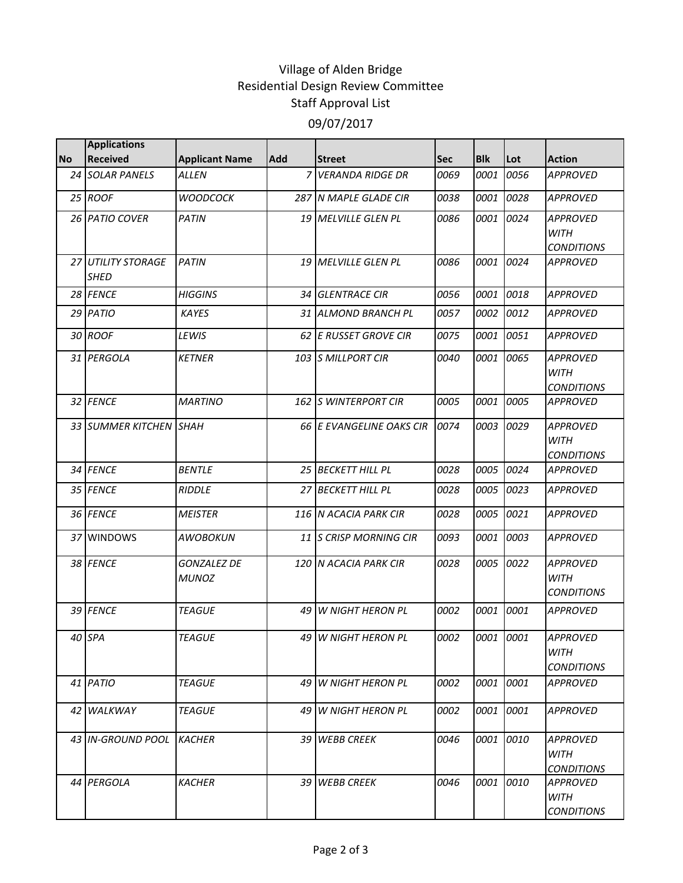Village of Alden Bridge
Residential Design Review Committee
Staff Approval List
09/07/2017

| No | Applications Received | Applicant Name | Add | Street | Sec | Blk | Lot | Action |
|---|---|---|---|---|---|---|---|---|
| 24 | SOLAR PANELS | ALLEN | 7 | VERANDA RIDGE DR | 0069 | 0001 | 0056 | APPROVED |
| 25 | ROOF | WOODCOCK | 287 | N MAPLE GLADE CIR | 0038 | 0001 | 0028 | APPROVED |
| 26 | PATIO COVER | PATIN | 19 | MELVILLE GLEN PL | 0086 | 0001 | 0024 | APPROVED WITH CONDITIONS |
| 27 | UTILITY STORAGE SHED | PATIN | 19 | MELVILLE GLEN PL | 0086 | 0001 | 0024 | APPROVED |
| 28 | FENCE | HIGGINS | 34 | GLENTRACE CIR | 0056 | 0001 | 0018 | APPROVED |
| 29 | PATIO | KAYES | 31 | ALMOND BRANCH PL | 0057 | 0002 | 0012 | APPROVED |
| 30 | ROOF | LEWIS | 62 | E RUSSET GROVE CIR | 0075 | 0001 | 0051 | APPROVED |
| 31 | PERGOLA | KETNER | 103 | S MILLPORT CIR | 0040 | 0001 | 0065 | APPROVED WITH CONDITIONS |
| 32 | FENCE | MARTINO | 162 | S WINTERPORT CIR | 0005 | 0001 | 0005 | APPROVED |
| 33 | SUMMER KITCHEN | SHAH | 66 | E EVANGELINE OAKS CIR | 0074 | 0003 | 0029 | APPROVED WITH CONDITIONS |
| 34 | FENCE | BENTLE | 25 | BECKETT HILL PL | 0028 | 0005 | 0024 | APPROVED |
| 35 | FENCE | RIDDLE | 27 | BECKETT HILL PL | 0028 | 0005 | 0023 | APPROVED |
| 36 | FENCE | MEISTER | 116 | N ACACIA PARK CIR | 0028 | 0005 | 0021 | APPROVED |
| 37 | WINDOWS | AWOBOKUN | 11 | S CRISP MORNING CIR | 0093 | 0001 | 0003 | APPROVED |
| 38 | FENCE | GONZALEZ DE MUNOZ | 120 | N ACACIA PARK CIR | 0028 | 0005 | 0022 | APPROVED WITH CONDITIONS |
| 39 | FENCE | TEAGUE | 49 | W NIGHT HERON PL | 0002 | 0001 | 0001 | APPROVED |
| 40 | SPA | TEAGUE | 49 | W NIGHT HERON PL | 0002 | 0001 | 0001 | APPROVED WITH CONDITIONS |
| 41 | PATIO | TEAGUE | 49 | W NIGHT HERON PL | 0002 | 0001 | 0001 | APPROVED |
| 42 | WALKWAY | TEAGUE | 49 | W NIGHT HERON PL | 0002 | 0001 | 0001 | APPROVED |
| 43 | IN-GROUND POOL | KACHER | 39 | WEBB CREEK | 0046 | 0001 | 0010 | APPROVED WITH CONDITIONS |
| 44 | PERGOLA | KACHER | 39 | WEBB CREEK | 0046 | 0001 | 0010 | APPROVED WITH CONDITIONS |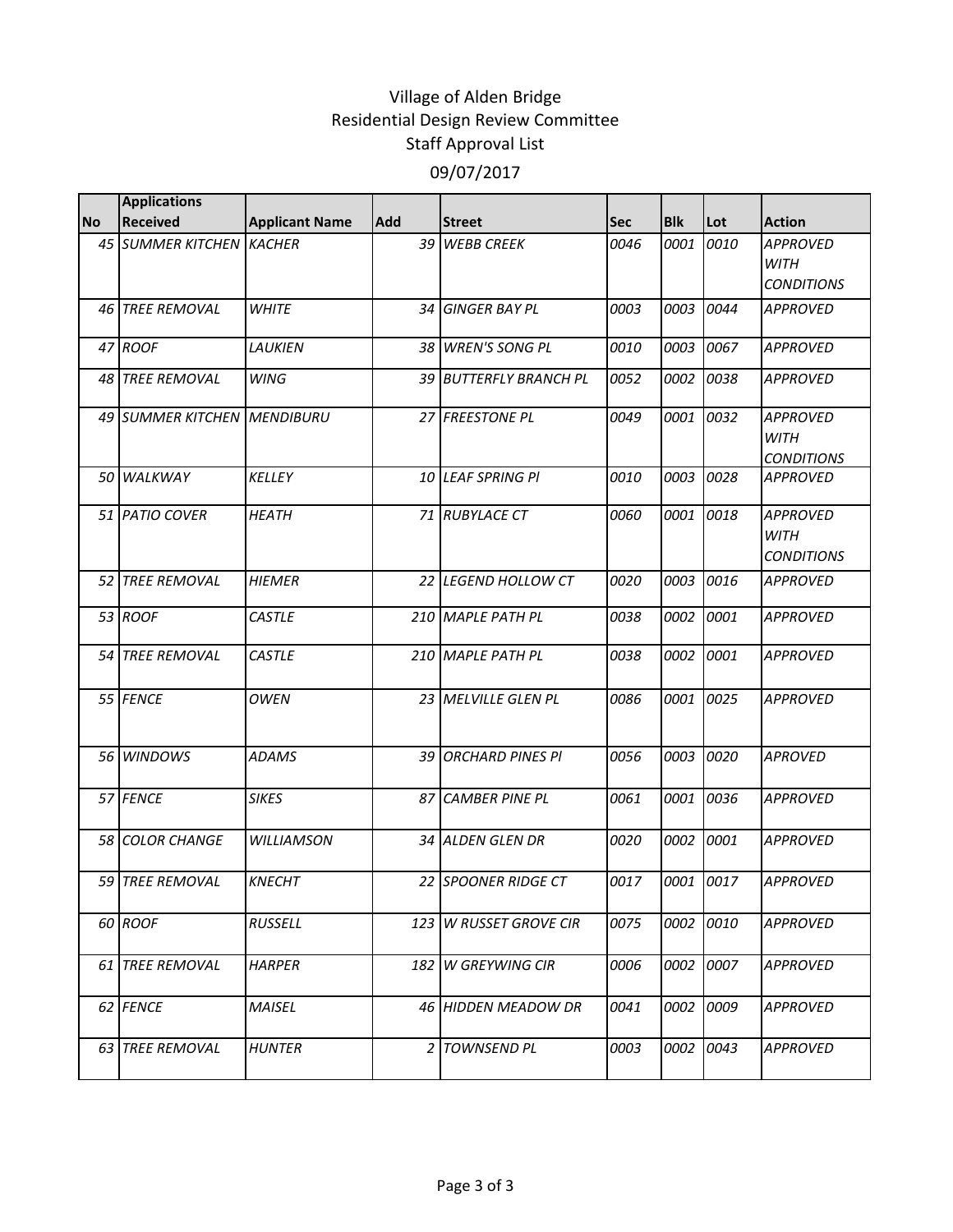# Village of Alden Bridge
## Residential Design Review Committee
## Staff Approval List
## 09/07/2017

| No | Applications Received | Applicant Name | Add | Street | Sec | Blk | Lot | Action |
|---|---|---|---|---|---|---|---|---|
| 45 | SUMMER KITCHEN | KACHER | 39 | WEBB CREEK | 0046 | 0001 | 0010 | APPROVED WITH CONDITIONS |
| 46 | TREE REMOVAL | WHITE | 34 | GINGER BAY PL | 0003 | 0003 | 0044 | APPROVED |
| 47 | ROOF | LAUKIEN | 38 | WREN'S SONG PL | 0010 | 0003 | 0067 | APPROVED |
| 48 | TREE REMOVAL | WING | 39 | BUTTERFLY BRANCH PL | 0052 | 0002 | 0038 | APPROVED |
| 49 | SUMMER KITCHEN | MENDIBURU | 27 | FREESTONE PL | 0049 | 0001 | 0032 | APPROVED WITH CONDITIONS |
| 50 | WALKWAY | KELLEY | 10 | LEAF SPRING Pl | 0010 | 0003 | 0028 | APPROVED |
| 51 | PATIO COVER | HEATH | 71 | RUBYLACE CT | 0060 | 0001 | 0018 | APPROVED WITH CONDITIONS |
| 52 | TREE REMOVAL | HIEMER | 22 | LEGEND HOLLOW CT | 0020 | 0003 | 0016 | APPROVED |
| 53 | ROOF | CASTLE | 210 | MAPLE PATH PL | 0038 | 0002 | 0001 | APPROVED |
| 54 | TREE REMOVAL | CASTLE | 210 | MAPLE PATH PL | 0038 | 0002 | 0001 | APPROVED |
| 55 | FENCE | OWEN | 23 | MELVILLE GLEN PL | 0086 | 0001 | 0025 | APPROVED |
| 56 | WINDOWS | ADAMS | 39 | ORCHARD PINES Pl | 0056 | 0003 | 0020 | APROVED |
| 57 | FENCE | SIKES | 87 | CAMBER PINE PL | 0061 | 0001 | 0036 | APPROVED |
| 58 | COLOR CHANGE | WILLIAMSON | 34 | ALDEN GLEN DR | 0020 | 0002 | 0001 | APPROVED |
| 59 | TREE REMOVAL | KNECHT | 22 | SPOONER RIDGE CT | 0017 | 0001 | 0017 | APPROVED |
| 60 | ROOF | RUSSELL | 123 | W RUSSET GROVE CIR | 0075 | 0002 | 0010 | APPROVED |
| 61 | TREE REMOVAL | HARPER | 182 | W GREYWING CIR | 0006 | 0002 | 0007 | APPROVED |
| 62 | FENCE | MAISEL | 46 | HIDDEN MEADOW DR | 0041 | 0002 | 0009 | APPROVED |
| 63 | TREE REMOVAL | HUNTER | 2 | TOWNSEND PL | 0003 | 0002 | 0043 | APPROVED |